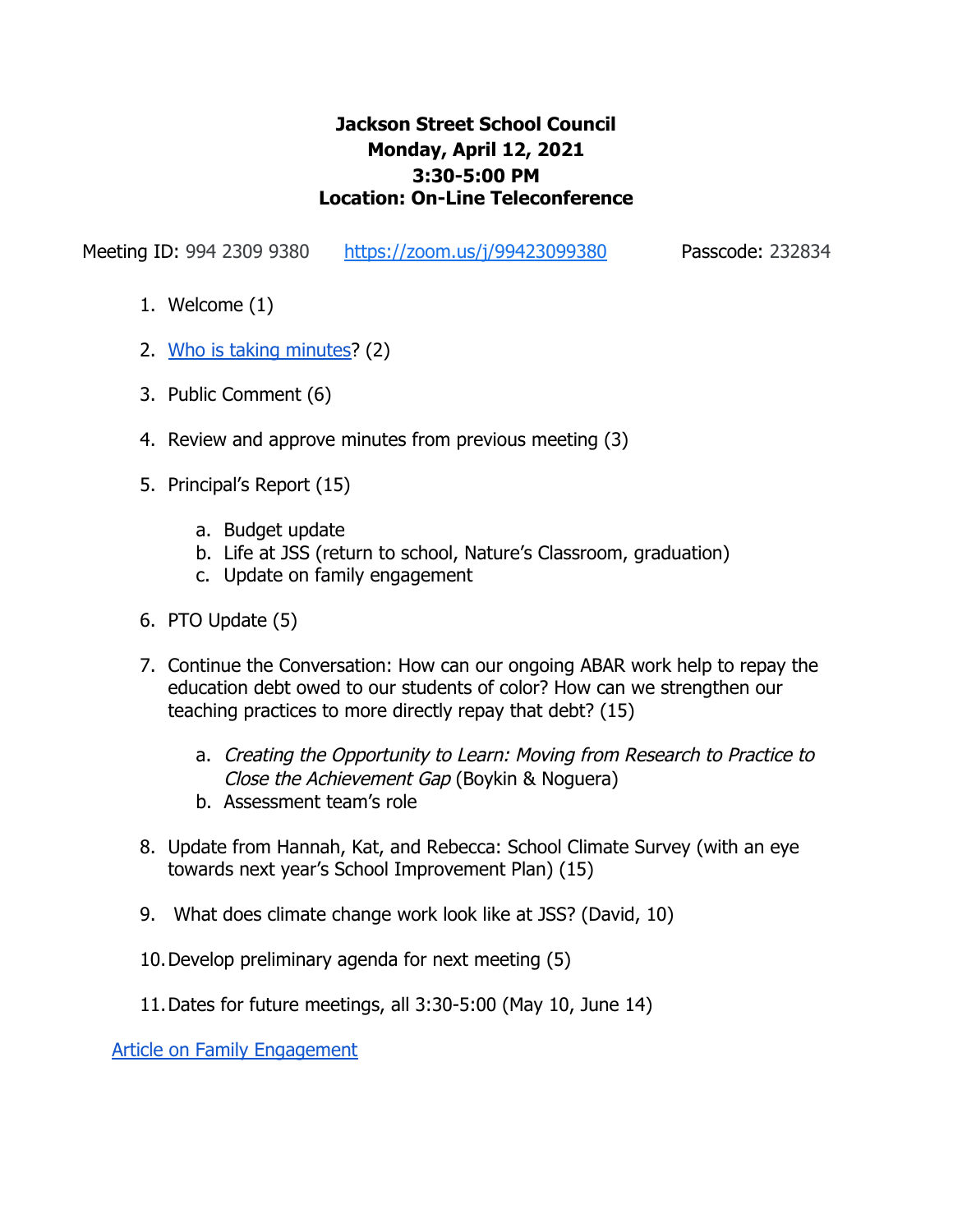**Jackson Street School Council**
**Monday, April 12, 2021**
**3:30-5:00 PM**
**Location: On-Line Teleconference**

Meeting ID: 994 2309 9380 https://zoom.us/j/99423099380 Passcode: 232834

1. Welcome (1)
2. Who is taking minutes? (2)
3. Public Comment (6)
4. Review and approve minutes from previous meeting (3)
5. Principal's Report (15)
   a. Budget update
   b. Life at JSS (return to school, Nature's Classroom, graduation)
   c. Update on family engagement
6. PTO Update (5)
7. Continue the Conversation: How can our ongoing ABAR work help to repay the education debt owed to our students of color? How can we strengthen our teaching practices to more directly repay that debt? (15)
   a. *Creating the Opportunity to Learn: Moving from Research to Practice to Close the Achievement Gap* (Boykin & Noguera)
   b. Assessment team's role
8. Update from Hannah, Kat, and Rebecca: School Climate Survey (with an eye towards next year's School Improvement Plan) (15)
9. What does climate change work look like at JSS? (David, 10)
10. Develop preliminary agenda for next meeting (5)
11. Dates for future meetings, all 3:30-5:00 (May 10, June 14)

Article on Family Engagement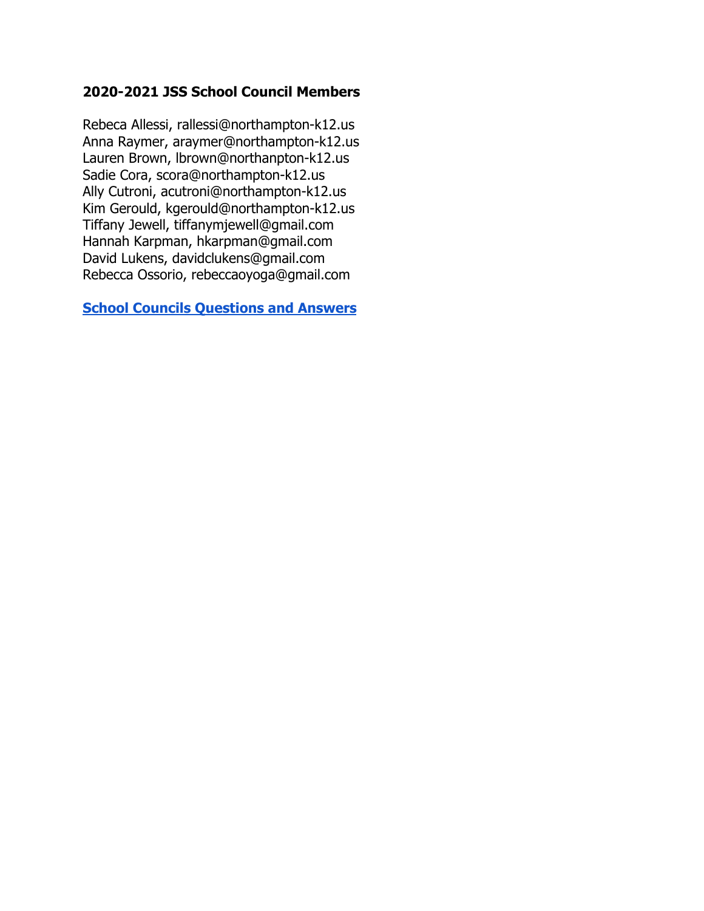### 2020-2021 JSS School Council Members

Rebeca Allessi, rallessi@northampton-k12.us
Anna Raymer, araymer@northampton-k12.us
Lauren Brown, lbrown@northanpton-k12.us
Sadie Cora, scora@northampton-k12.us
Ally Cutroni, acutroni@northampton-k12.us
Kim Gerould, kgerould@northampton-k12.us
Tiffany Jewell, tiffanymjewell@gmail.com
Hannah Karpman, hkarpman@gmail.com
David Lukens, davidclukens@gmail.com
Rebecca Ossorio, rebeccaoyoga@gmail.com

**School Councils Questions and Answers**